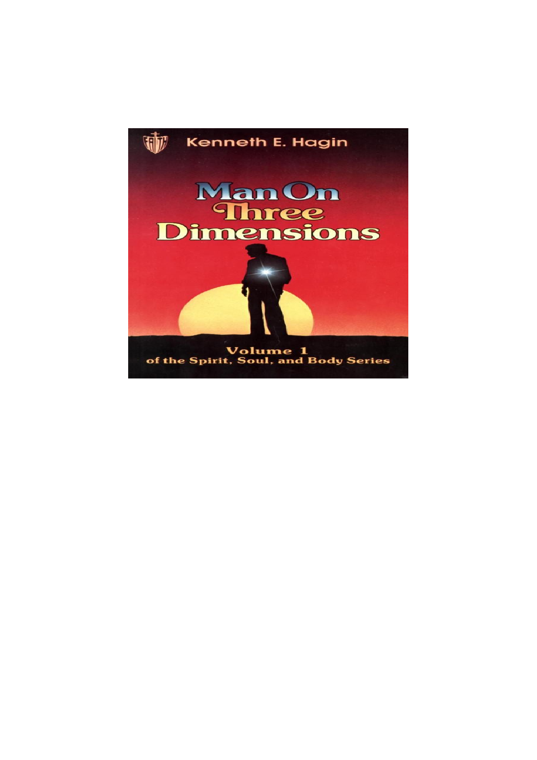Kenneth E. Hagin

# Man On Three Dimensions

Volume 1
of the Spirit, Soul, and Body Series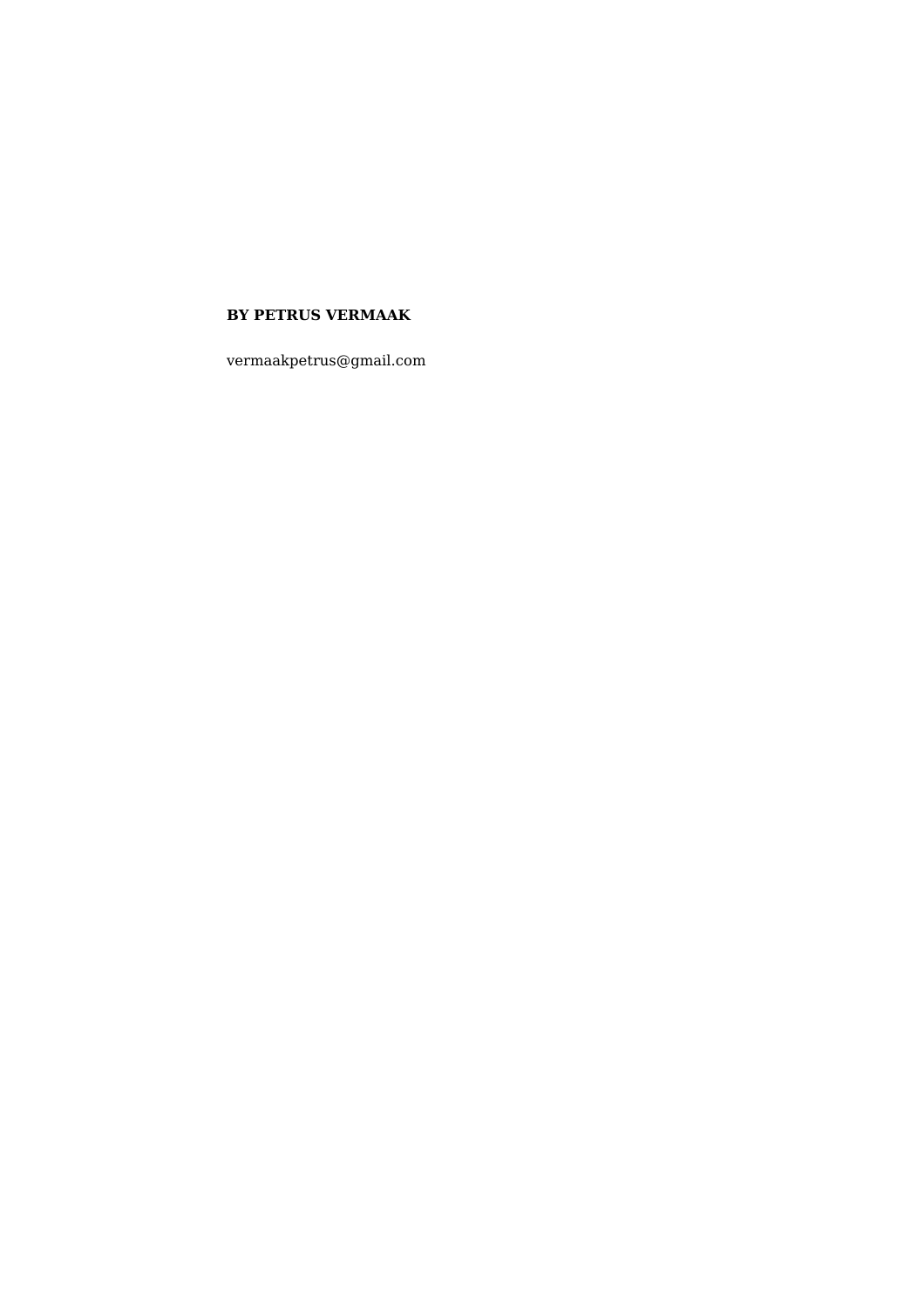**BY PETRUS VERMAAK**

vermaakpetrus@gmail.com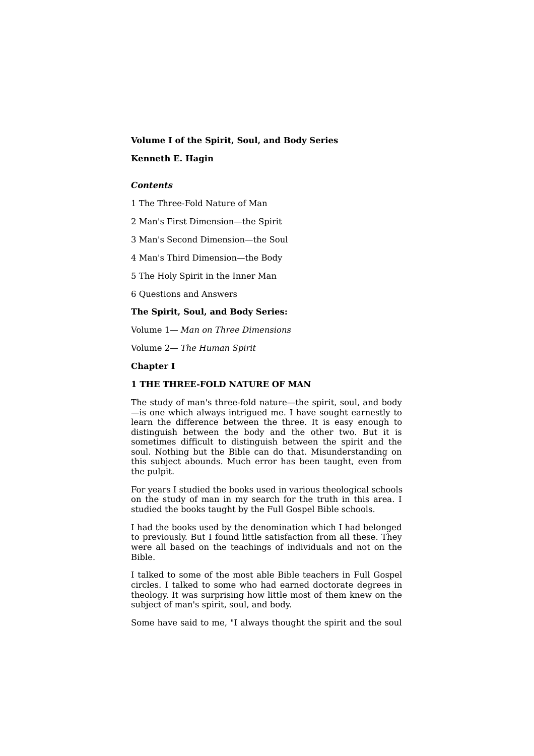**Volume I of the Spirit, Soul, and Body Series**

**Kenneth E. Hagin**

***Contents***

1 The Three-Fold Nature of Man

2 Man's First Dimension—the Spirit

3 Man's Second Dimension—the Soul

4 Man's Third Dimension—the Body

5 The Holy Spirit in the Inner Man

6 Questions and Answers

**The Spirit, Soul, and Body Series:**

Volume 1— *Man on Three Dimensions*

Volume 2— *The Human Spirit*

**Chapter I**

## 1 THE THREE-FOLD NATURE OF MAN

The study of man's three-fold nature—the spirit, soul, and body—is one which always intrigued me. I have sought earnestly to learn the difference between the three. It is easy enough to distinguish between the body and the other two. But it is sometimes difficult to distinguish between the spirit and the soul. Nothing but the Bible can do that. Misunderstanding on this subject abounds. Much error has been taught, even from the pulpit.

For years I studied the books used in various theological schools on the study of man in my search for the truth in this area. I studied the books taught by the Full Gospel Bible schools.

I had the books used by the denomination which I had belonged to previously. But I found little satisfaction from all these. They were all based on the teachings of individuals and not on the Bible.

I talked to some of the most able Bible teachers in Full Gospel circles. I talked to some who had earned doctorate degrees in theology. It was surprising how little most of them knew on the subject of man's spirit, soul, and body.

Some have said to me, "I always thought the spirit and the soul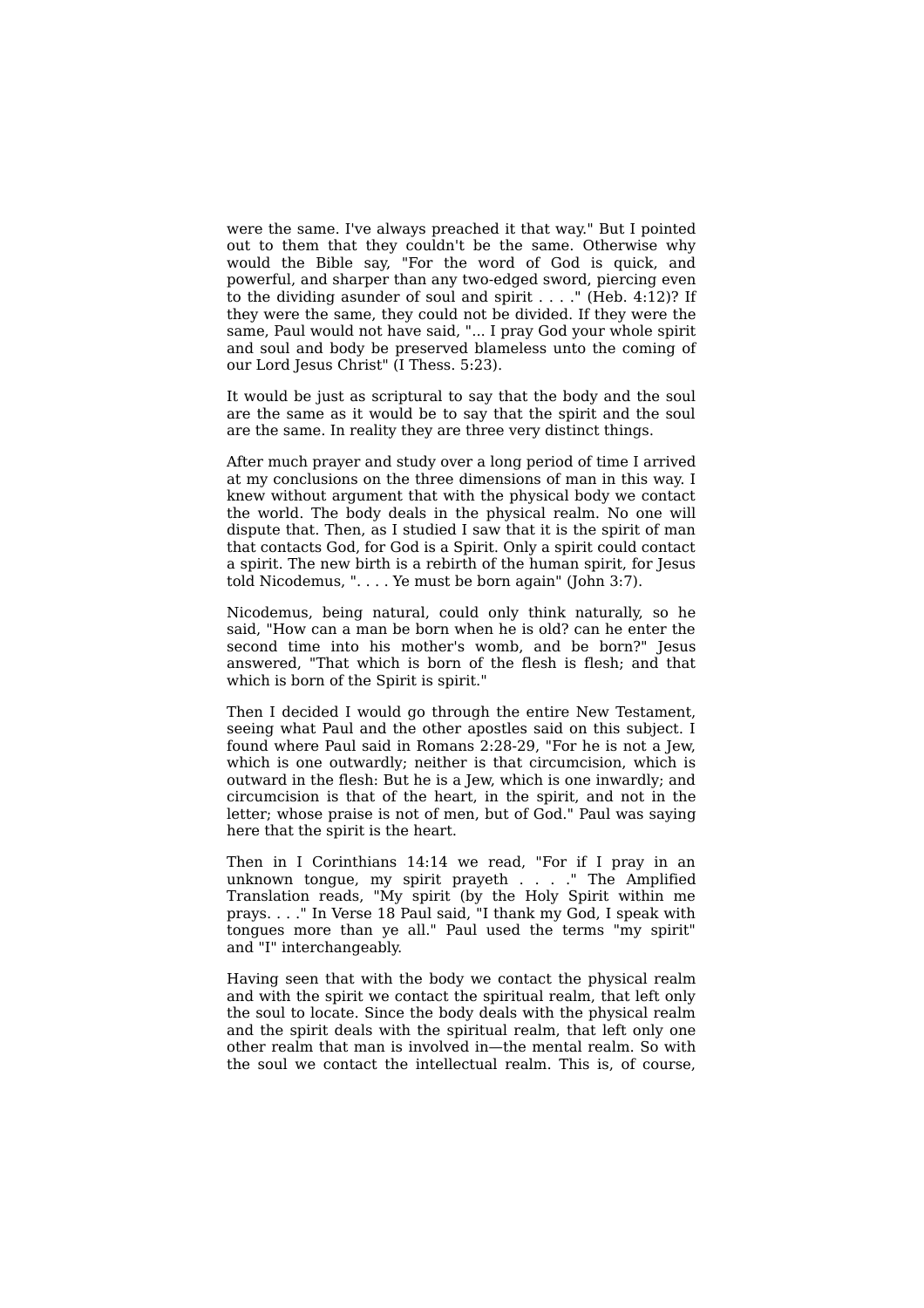were the same. I've always preached it that way." But I pointed out to them that they couldn't be the same. Otherwise why would the Bible say, "For the word of God is quick, and powerful, and sharper than any two-edged sword, piercing even to the dividing asunder of soul and spirit . . . ." (Heb. 4:12)? If they were the same, they could not be divided. If they were the same, Paul would not have said, "... I pray God your whole spirit and soul and body be preserved blameless unto the coming of our Lord Jesus Christ" (I Thess. 5:23).

It would be just as scriptural to say that the body and the soul are the same as it would be to say that the spirit and the soul are the same. In reality they are three very distinct things.

After much prayer and study over a long period of time I arrived at my conclusions on the three dimensions of man in this way. I knew without argument that with the physical body we contact the world. The body deals in the physical realm. No one will dispute that. Then, as I studied I saw that it is the spirit of man that contacts God, for God is a Spirit. Only a spirit could contact a spirit. The new birth is a rebirth of the human spirit, for Jesus told Nicodemus, ". . . . Ye must be born again" (John 3:7).

Nicodemus, being natural, could only think naturally, so he said, "How can a man be born when he is old? can he enter the second time into his mother's womb, and be born?" Jesus answered, "That which is born of the flesh is flesh; and that which is born of the Spirit is spirit."

Then I decided I would go through the entire New Testament, seeing what Paul and the other apostles said on this subject. I found where Paul said in Romans 2:28-29, "For he is not a Jew, which is one outwardly; neither is that circumcision, which is outward in the flesh: But he is a Jew, which is one inwardly; and circumcision is that of the heart, in the spirit, and not in the letter; whose praise is not of men, but of God." Paul was saying here that the spirit is the heart.

Then in I Corinthians 14:14 we read, "For if I pray in an unknown tongue, my spirit prayeth . . . ." The Amplified Translation reads, "My spirit (by the Holy Spirit within me prays. . . ." In Verse 18 Paul said, "I thank my God, I speak with tongues more than ye all." Paul used the terms "my spirit" and "I" interchangeably.

Having seen that with the body we contact the physical realm and with the spirit we contact the spiritual realm, that left only the soul to locate. Since the body deals with the physical realm and the spirit deals with the spiritual realm, that left only one other realm that man is involved in—the mental realm. So with the soul we contact the intellectual realm. This is, of course,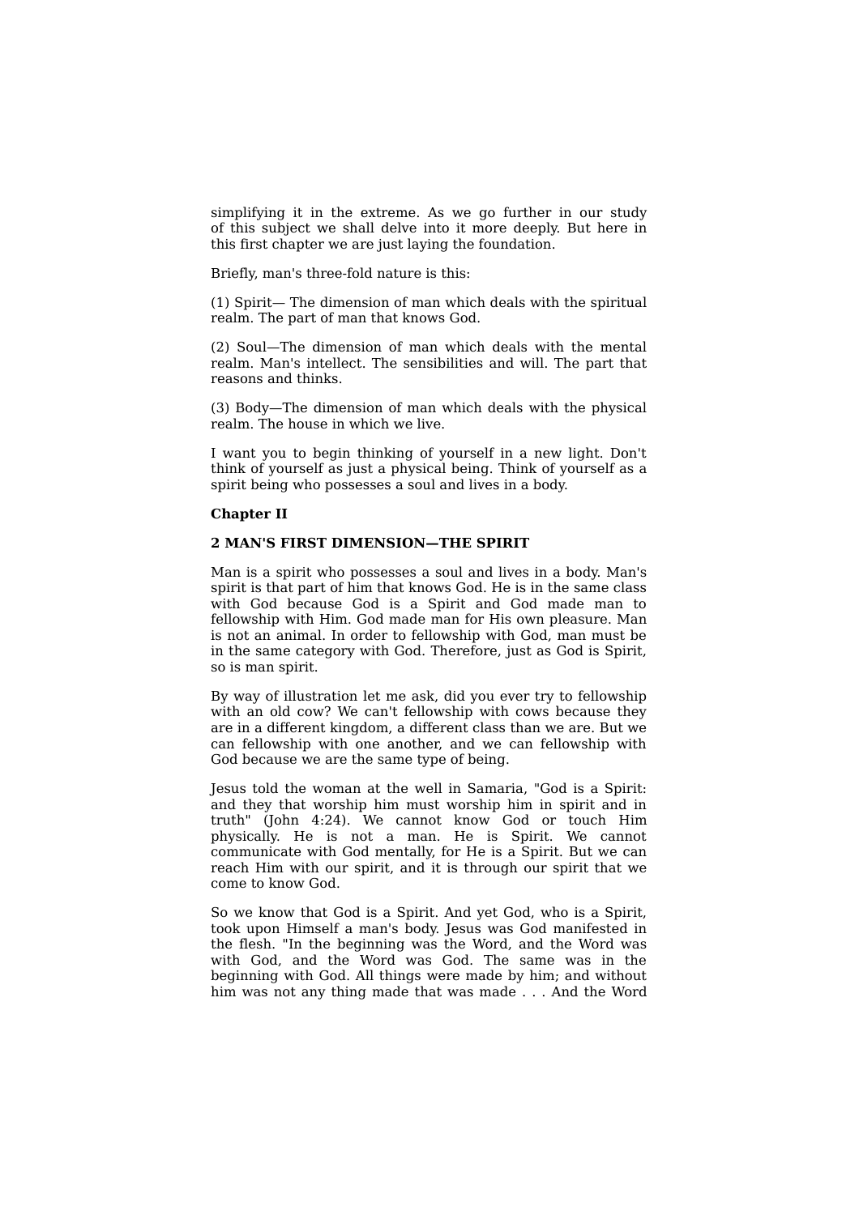simplifying it in the extreme. As we go further in our study of this subject we shall delve into it more deeply. But here in this first chapter we are just laying the foundation.

Briefly, man's three-fold nature is this:

(1) Spirit— The dimension of man which deals with the spiritual realm. The part of man that knows God.

(2) Soul—The dimension of man which deals with the mental realm. Man's intellect. The sensibilities and will. The part that reasons and thinks.

(3) Body—The dimension of man which deals with the physical realm. The house in which we live.

I want you to begin thinking of yourself in a new light. Don't think of yourself as just a physical being. Think of yourself as a spirit being who possesses a soul and lives in a body.

**Chapter II**

## 2 MAN'S FIRST DIMENSION—THE SPIRIT

Man is a spirit who possesses a soul and lives in a body. Man's spirit is that part of him that knows God. He is in the same class with God because God is a Spirit and God made man to fellowship with Him. God made man for His own pleasure. Man is not an animal. In order to fellowship with God, man must be in the same category with God. Therefore, just as God is Spirit, so is man spirit.

By way of illustration let me ask, did you ever try to fellowship with an old cow? We can't fellowship with cows because they are in a different kingdom, a different class than we are. But we can fellowship with one another, and we can fellowship with God because we are the same type of being.

Jesus told the woman at the well in Samaria, "God is a Spirit: and they that worship him must worship him in spirit and in truth" (John 4:24). We cannot know God or touch Him physically. He is not a man. He is Spirit. We cannot communicate with God mentally, for He is a Spirit. But we can reach Him with our spirit, and it is through our spirit that we come to know God.

So we know that God is a Spirit. And yet God, who is a Spirit, took upon Himself a man's body. Jesus was God manifested in the flesh. "In the beginning was the Word, and the Word was with God, and the Word was God. The same was in the beginning with God. All things were made by him; and without him was not any thing made that was made . . . And the Word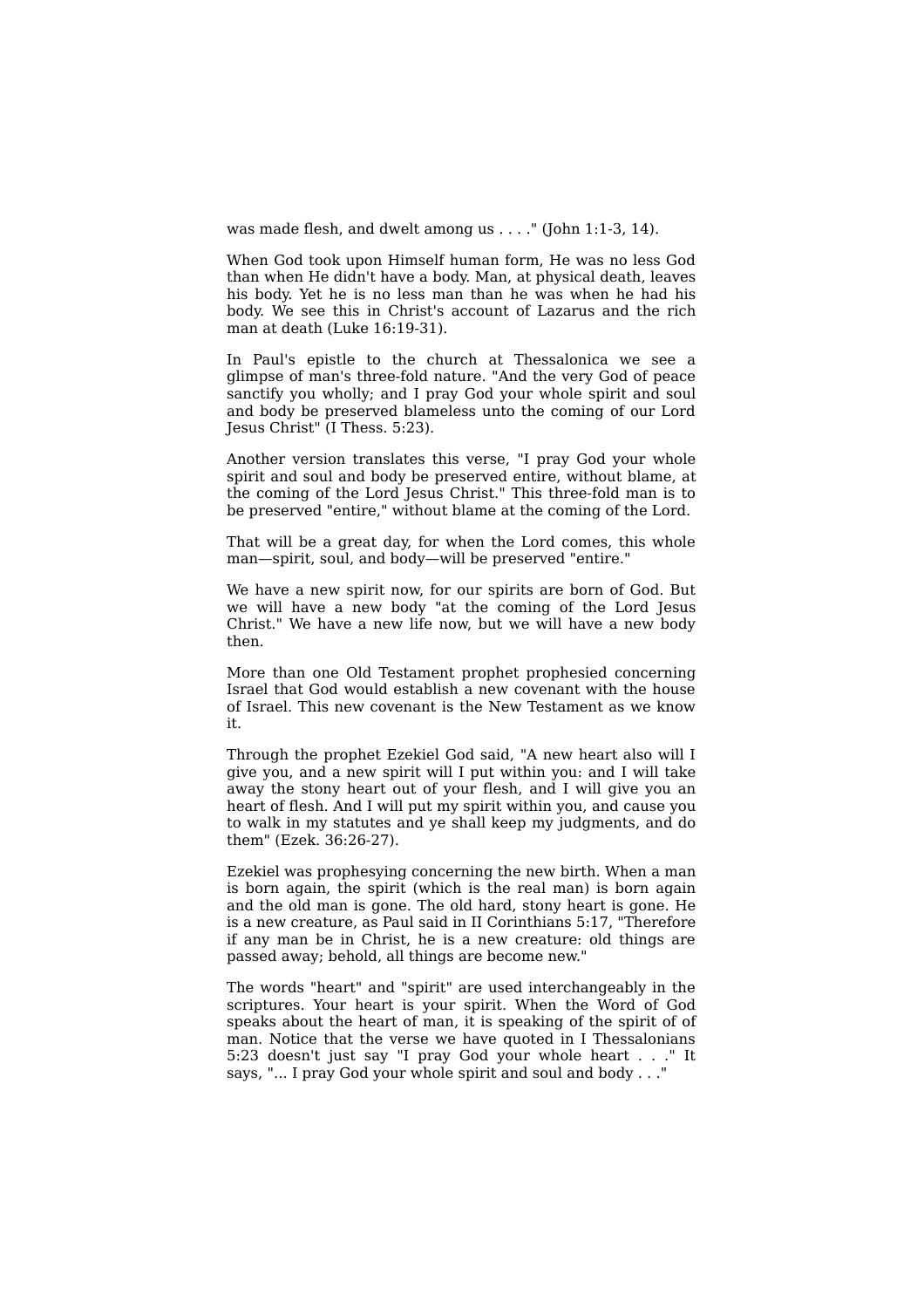was made flesh, and dwelt among us . . . ." (John 1:1-3, 14).

When God took upon Himself human form, He was no less God than when He didn't have a body. Man, at physical death, leaves his body. Yet he is no less man than he was when he had his body. We see this in Christ's account of Lazarus and the rich man at death (Luke 16:19-31).

In Paul's epistle to the church at Thessalonica we see a glimpse of man's three-fold nature. "And the very God of peace sanctify you wholly; and I pray God your whole spirit and soul and body be preserved blameless unto the coming of our Lord Jesus Christ" (I Thess. 5:23).

Another version translates this verse, "I pray God your whole spirit and soul and body be preserved entire, without blame, at the coming of the Lord Jesus Christ." This three-fold man is to be preserved "entire," without blame at the coming of the Lord.

That will be a great day, for when the Lord comes, this whole man—spirit, soul, and body—will be preserved "entire."

We have a new spirit now, for our spirits are born of God. But we will have a new body "at the coming of the Lord Jesus Christ." We have a new life now, but we will have a new body then.

More than one Old Testament prophet prophesied concerning Israel that God would establish a new covenant with the house of Israel. This new covenant is the New Testament as we know it.

Through the prophet Ezekiel God said, "A new heart also will I give you, and a new spirit will I put within you: and I will take away the stony heart out of your flesh, and I will give you an heart of flesh. And I will put my spirit within you, and cause you to walk in my statutes and ye shall keep my judgments, and do them" (Ezek. 36:26-27).

Ezekiel was prophesying concerning the new birth. When a man is born again, the spirit (which is the real man) is born again and the old man is gone. The old hard, stony heart is gone. He is a new creature, as Paul said in II Corinthians 5:17, "Therefore if any man be in Christ, he is a new creature: old things are passed away; behold, all things are become new."

The words "heart" and "spirit" are used interchangeably in the scriptures. Your heart is your spirit. When the Word of God speaks about the heart of man, it is speaking of the spirit of of man. Notice that the verse we have quoted in I Thessalonians 5:23 doesn't just say "I pray God your whole heart . . ." It says, "... I pray God your whole spirit and soul and body . . ."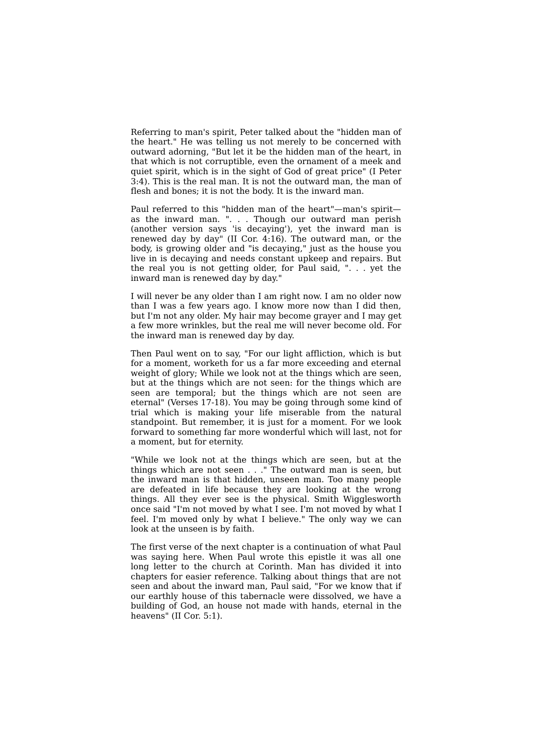Referring to man's spirit, Peter talked about the "hidden man of the heart." He was telling us not merely to be concerned with outward adorning, "But let it be the hidden man of the heart, in that which is not corruptible, even the ornament of a meek and quiet spirit, which is in the sight of God of great price" (I Peter 3:4). This is the real man. It is not the outward man, the man of flesh and bones; it is not the body. It is the inward man.

Paul referred to this "hidden man of the heart"—man's spirit—as the inward man. ". . . Though our outward man perish (another version says 'is decaying'), yet the inward man is renewed day by day" (II Cor. 4:16). The outward man, or the body, is growing older and "is decaying," just as the house you live in is decaying and needs constant upkeep and repairs. But the real you is not getting older, for Paul said, ". . . yet the inward man is renewed day by day."

I will never be any older than I am right now. I am no older now than I was a few years ago. I know more now than I did then, but I'm not any older. My hair may become grayer and I may get a few more wrinkles, but the real me will never become old. For the inward man is renewed day by day.

Then Paul went on to say, "For our light affliction, which is but for a moment, worketh for us a far more exceeding and eternal weight of glory; While we look not at the things which are seen, but at the things which are not seen: for the things which are seen are temporal; but the things which are not seen are eternal" (Verses 17-18). You may be going through some kind of trial which is making your life miserable from the natural standpoint. But remember, it is just for a moment. For we look forward to something far more wonderful which will last, not for a moment, but for eternity.

"While we look not at the things which are seen, but at the things which are not seen . . ." The outward man is seen, but the inward man is that hidden, unseen man. Too many people are defeated in life because they are looking at the wrong things. All they ever see is the physical. Smith Wigglesworth once said "I'm not moved by what I see. I'm not moved by what I feel. I'm moved only by what I believe." The only way we can look at the unseen is by faith.

The first verse of the next chapter is a continuation of what Paul was saying here. When Paul wrote this epistle it was all one long letter to the church at Corinth. Man has divided it into chapters for easier reference. Talking about things that are not seen and about the inward man, Paul said, "For we know that if our earthly house of this tabernacle were dissolved, we have a building of God, an house not made with hands, eternal in the heavens" (II Cor. 5:1).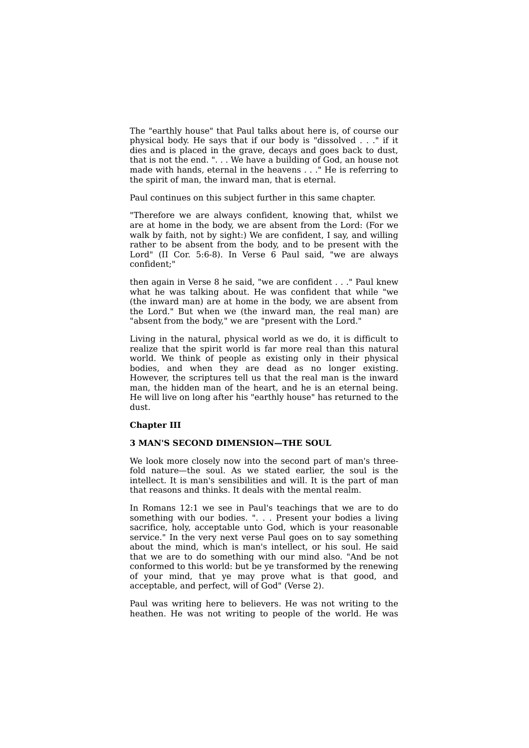The "earthly house" that Paul talks about here is, of course our physical body. He says that if our body is "dissolved . . ." if it dies and is placed in the grave, decays and goes back to dust, that is not the end. ". . . We have a building of God, an house not made with hands, eternal in the heavens . . ." He is referring to the spirit of man, the inward man, that is eternal.

Paul continues on this subject further in this same chapter.

"Therefore we are always confident, knowing that, whilst we are at home in the body, we are absent from the Lord: (For we walk by faith, not by sight:) We are confident, I say, and willing rather to be absent from the body, and to be present with the Lord" (II Cor. 5:6-8). In Verse 6 Paul said, "we are always confident;"

then again in Verse 8 he said, "we are confident . . ." Paul knew what he was talking about. He was confident that while "we (the inward man) are at home in the body, we are absent from the Lord." But when we (the inward man, the real man) are "absent from the body," we are "present with the Lord."

Living in the natural, physical world as we do, it is difficult to realize that the spirit world is far more real than this natural world. We think of people as existing only in their physical bodies, and when they are dead as no longer existing. However, the scriptures tell us that the real man is the inward man, the hidden man of the heart, and he is an eternal being. He will live on long after his "earthly house" has returned to the dust.

## Chapter III

### 3 MAN'S SECOND DIMENSION—THE SOUL

We look more closely now into the second part of man's three-fold nature—the soul. As we stated earlier, the soul is the intellect. It is man's sensibilities and will. It is the part of man that reasons and thinks. It deals with the mental realm.

In Romans 12:1 we see in Paul's teachings that we are to do something with our bodies. ". . . Present your bodies a living sacrifice, holy, acceptable unto God, which is your reasonable service." In the very next verse Paul goes on to say something about the mind, which is man's intellect, or his soul. He said that we are to do something with our mind also. "And be not conformed to this world: but be ye transformed by the renewing of your mind, that ye may prove what is that good, and acceptable, and perfect, will of God" (Verse 2).

Paul was writing here to believers. He was not writing to the heathen. He was not writing to people of the world. He was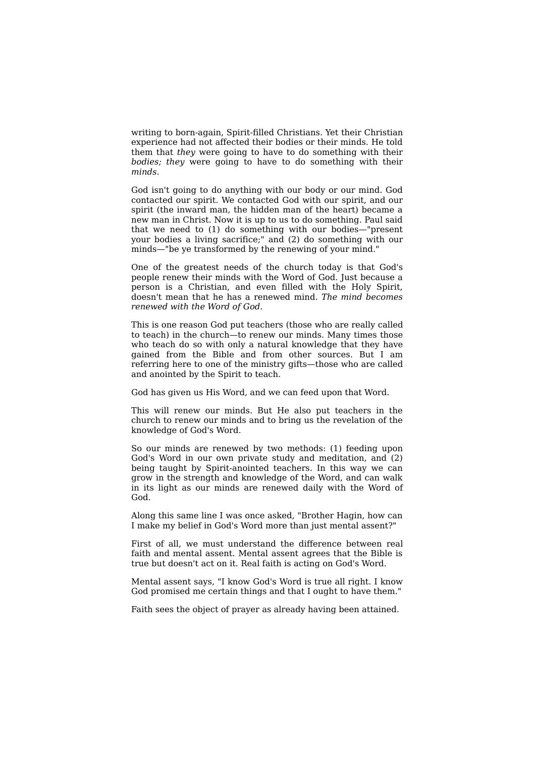writing to born-again, Spirit-filled Christians. Yet their Christian experience had not affected their bodies or their minds. He told them that *they* were going to have to do something with their *bodies; they* were going to have to do something with their *minds*.

God isn't going to do anything with our body or our mind. God contacted our spirit. We contacted God with our spirit, and our spirit (the inward man, the hidden man of the heart) became a new man in Christ. Now it is up to us to do something. Paul said that we need to (1) do something with our bodies—"present your bodies a living sacrifice;" and (2) do something with our minds—"be ye transformed by the renewing of your mind."

One of the greatest needs of the church today is that God's people renew their minds with the Word of God. Just because a person is a Christian, and even filled with the Holy Spirit, doesn't mean that he has a renewed mind. *The mind becomes renewed with the Word of God.*

This is one reason God put teachers (those who are really called to teach) in the church—to renew our minds. Many times those who teach do so with only a natural knowledge that they have gained from the Bible and from other sources. But I am referring here to one of the ministry gifts—those who are called and anointed by the Spirit to teach.

God has given us His Word, and we can feed upon that Word.

This will renew our minds. But He also put teachers in the church to renew our minds and to bring us the revelation of the knowledge of God's Word.

So our minds are renewed by two methods: (1) feeding upon God's Word in our own private study and meditation, and (2) being taught by Spirit-anointed teachers. In this way we can grow in the strength and knowledge of the Word, and can walk in its light as our minds are renewed daily with the Word of God.

Along this same line I was once asked, "Brother Hagin, how can I make my belief in God's Word more than just mental assent?"

First of all, we must understand the difference between real faith and mental assent. Mental assent agrees that the Bible is true but doesn't act on it. Real faith is acting on God's Word.

Mental assent says, "I know God's Word is true all right. I know God promised me certain things and that I ought to have them."

Faith sees the object of prayer as already having been attained.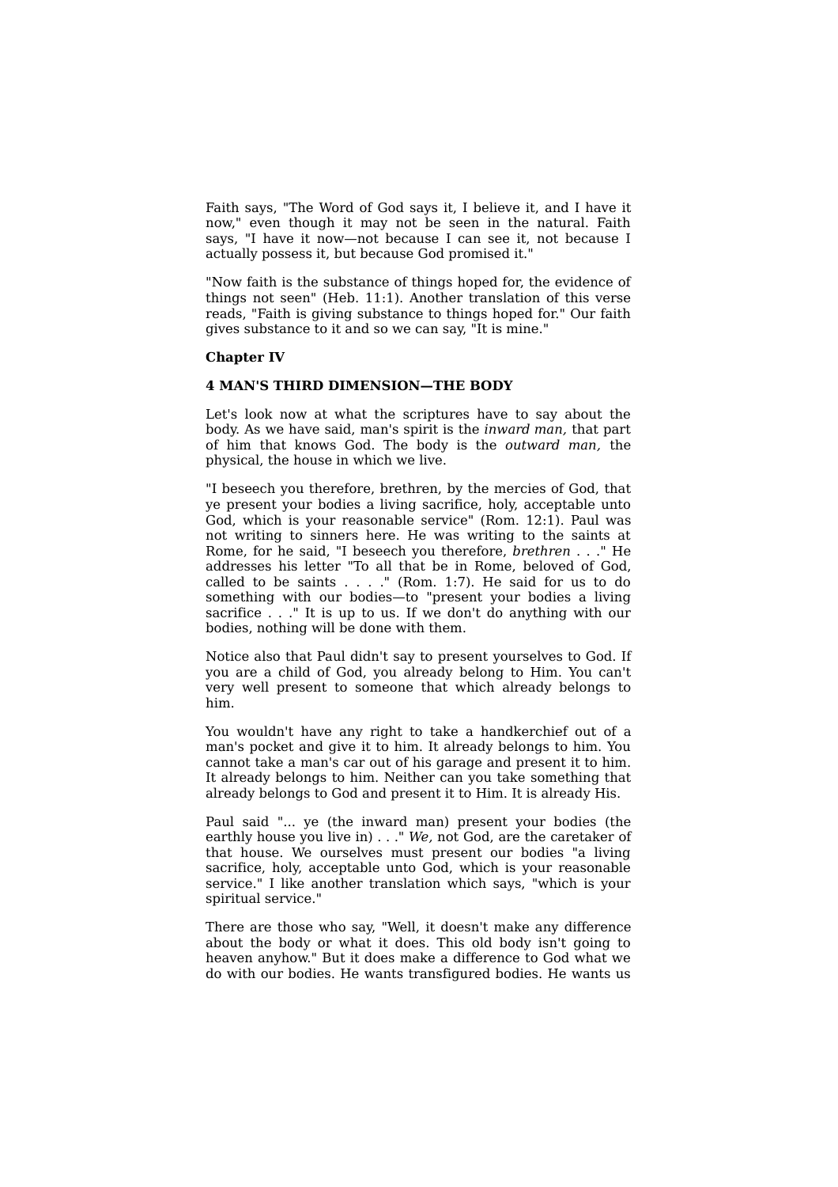Faith says, "The Word of God says it, I believe it, and I have it now," even though it may not be seen in the natural. Faith says, "I have it now—not because I can see it, not because I actually possess it, but because God promised it."

"Now faith is the substance of things hoped for, the evidence of things not seen" (Heb. 11:1). Another translation of this verse reads, "Faith is giving substance to things hoped for." Our faith gives substance to it and so we can say, "It is mine."

**Chapter IV**

## 4 MAN'S THIRD DIMENSION—THE BODY

Let's look now at what the scriptures have to say about the body. As we have said, man's spirit is the *inward man,* that part of him that knows God. The body is the *outward man,* the physical, the house in which we live.

"I beseech you therefore, brethren, by the mercies of God, that ye present your bodies a living sacrifice, holy, acceptable unto God, which is your reasonable service" (Rom. 12:1). Paul was not writing to sinners here. He was writing to the saints at Rome, for he said, "I beseech you therefore, *brethren* . . ." He addresses his letter "To all that be in Rome, beloved of God, called to be saints . . . ." (Rom. 1:7). He said for us to do something with our bodies—to "present your bodies a living sacrifice . . ." It is up to us. If we don't do anything with our bodies, nothing will be done with them.

Notice also that Paul didn't say to present yourselves to God. If you are a child of God, you already belong to Him. You can't very well present to someone that which already belongs to him.

You wouldn't have any right to take a handkerchief out of a man's pocket and give it to him. It already belongs to him. You cannot take a man's car out of his garage and present it to him. It already belongs to him. Neither can you take something that already belongs to God and present it to Him. It is already His.

Paul said "... ye (the inward man) present your bodies (the earthly house you live in) . . ." *We,* not God, are the caretaker of that house. We ourselves must present our bodies "a living sacrifice, holy, acceptable unto God, which is your reasonable service." I like another translation which says, "which is your spiritual service."

There are those who say, "Well, it doesn't make any difference about the body or what it does. This old body isn't going to heaven anyhow." But it does make a difference to God what we do with our bodies. He wants transfigured bodies. He wants us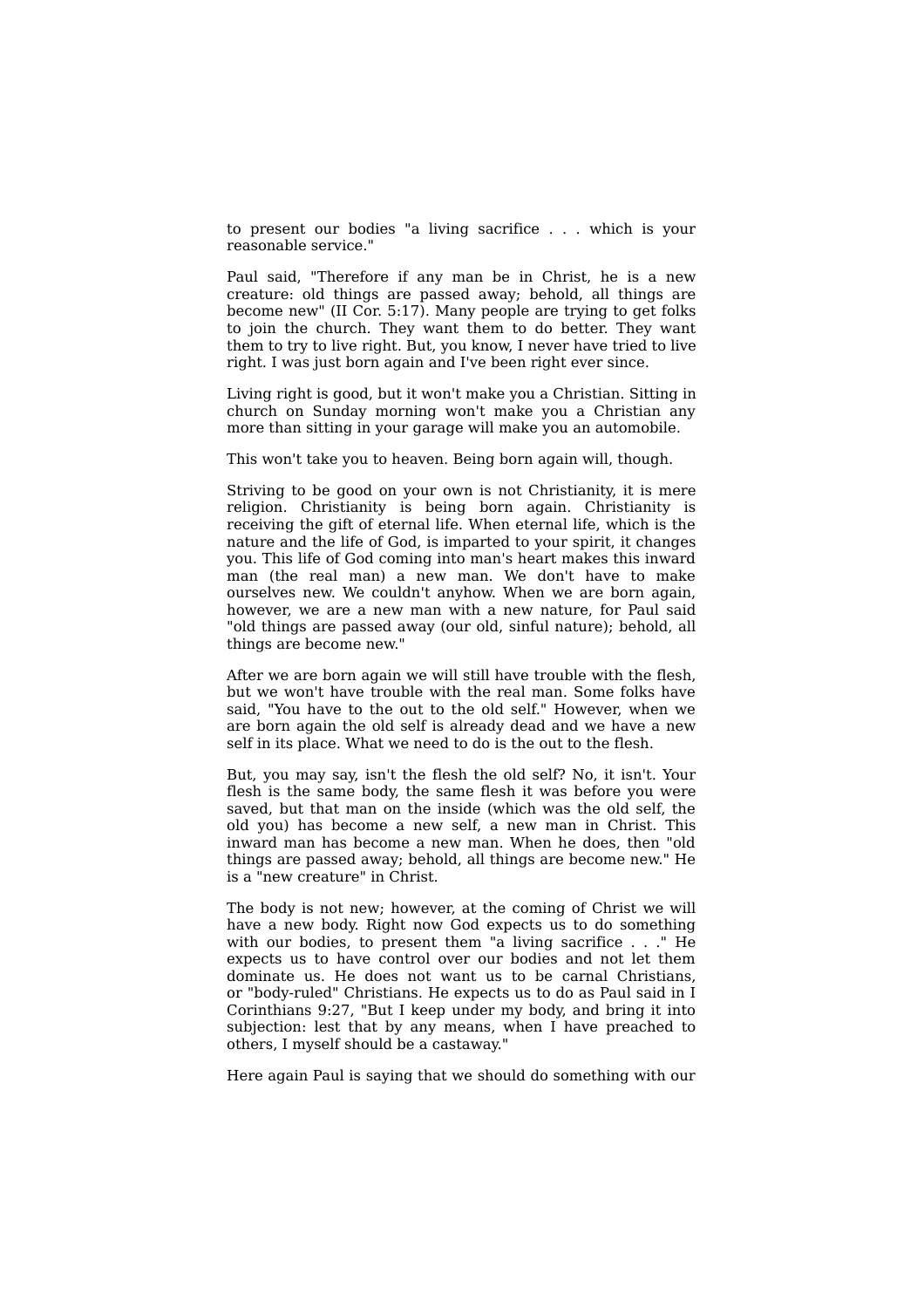to present our bodies "a living sacrifice . . . which is your reasonable service."

Paul said, "Therefore if any man be in Christ, he is a new creature: old things are passed away; behold, all things are become new" (II Cor. 5:17). Many people are trying to get folks to join the church. They want them to do better. They want them to try to live right. But, you know, I never have tried to live right. I was just born again and I've been right ever since.

Living right is good, but it won't make you a Christian. Sitting in church on Sunday morning won't make you a Christian any more than sitting in your garage will make you an automobile.

This won't take you to heaven. Being born again will, though.

Striving to be good on your own is not Christianity, it is mere religion. Christianity is being born again. Christianity is receiving the gift of eternal life. When eternal life, which is the nature and the life of God, is imparted to your spirit, it changes you. This life of God coming into man's heart makes this inward man (the real man) a new man. We don't have to make ourselves new. We couldn't anyhow. When we are born again, however, we are a new man with a new nature, for Paul said "old things are passed away (our old, sinful nature); behold, all things are become new."

After we are born again we will still have trouble with the flesh, but we won't have trouble with the real man. Some folks have said, "You have to the out to the old self." However, when we are born again the old self is already dead and we have a new self in its place. What we need to do is the out to the flesh.

But, you may say, isn't the flesh the old self? No, it isn't. Your flesh is the same body, the same flesh it was before you were saved, but that man on the inside (which was the old self, the old you) has become a new self, a new man in Christ. This inward man has become a new man. When he does, then "old things are passed away; behold, all things are become new." He is a "new creature" in Christ.

The body is not new; however, at the coming of Christ we will have a new body. Right now God expects us to do something with our bodies, to present them "a living sacrifice . . ." He expects us to have control over our bodies and not let them dominate us. He does not want us to be carnal Christians, or "body-ruled" Christians. He expects us to do as Paul said in I Corinthians 9:27, "But I keep under my body, and bring it into subjection: lest that by any means, when I have preached to others, I myself should be a castaway."

Here again Paul is saying that we should do something with our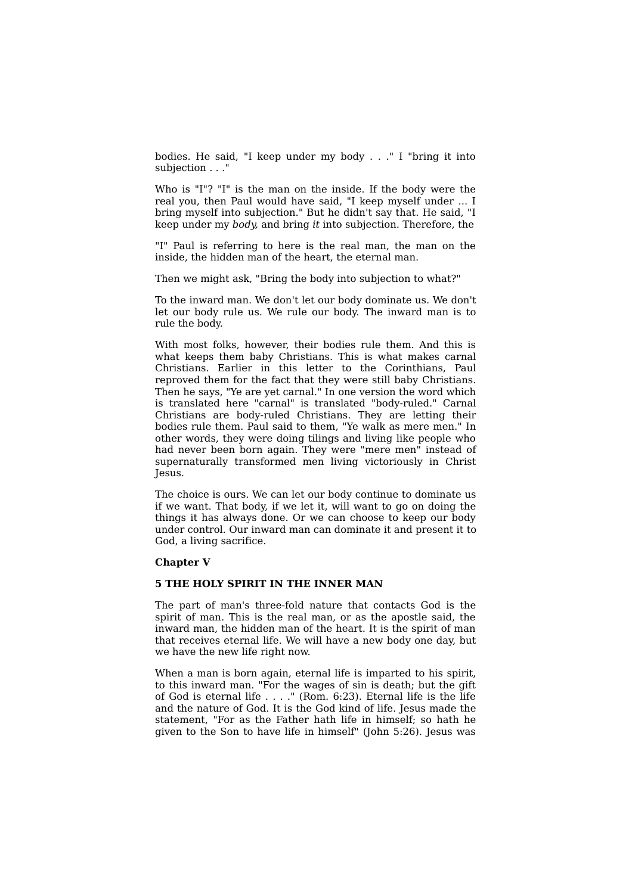bodies. He said, "I keep under my body . . ." I "bring it into subjection . . ."

Who is "I"? "I" is the man on the inside. If the body were the real you, then Paul would have said, "I keep myself under ... I bring myself into subjection." But he didn't say that. He said, "I keep under my *body,* and bring *it* into subjection. Therefore, the

"I" Paul is referring to here is the real man, the man on the inside, the hidden man of the heart, the eternal man.

Then we might ask, "Bring the body into subjection to what?"

To the inward man. We don't let our body dominate us. We don't let our body rule us. We rule our body. The inward man is to rule the body.

With most folks, however, their bodies rule them. And this is what keeps them baby Christians. This is what makes carnal Christians. Earlier in this letter to the Corinthians, Paul reproved them for the fact that they were still baby Christians. Then he says, "Ye are yet carnal." In one version the word which is translated here "carnal" is translated "body-ruled." Carnal Christians are body-ruled Christians. They are letting their bodies rule them. Paul said to them, "Ye walk as mere men." In other words, they were doing tilings and living like people who had never been born again. They were "mere men" instead of supernaturally transformed men living victoriously in Christ Jesus.

The choice is ours. We can let our body continue to dominate us if we want. That body, if we let it, will want to go on doing the things it has always done. Or we can choose to keep our body under control. Our inward man can dominate it and present it to God, a living sacrifice.

**Chapter V**

## 5 THE HOLY SPIRIT IN THE INNER MAN

The part of man's three-fold nature that contacts God is the spirit of man. This is the real man, or as the apostle said, the inward man, the hidden man of the heart. It is the spirit of man that receives eternal life. We will have a new body one day, but we have the new life right now.

When a man is born again, eternal life is imparted to his spirit, to this inward man. "For the wages of sin is death; but the gift of God is eternal life . . . ." (Rom. 6:23). Eternal life is the life and the nature of God. It is the God kind of life. Jesus made the statement, "For as the Father hath life in himself; so hath he given to the Son to have life in himself" (John 5:26). Jesus was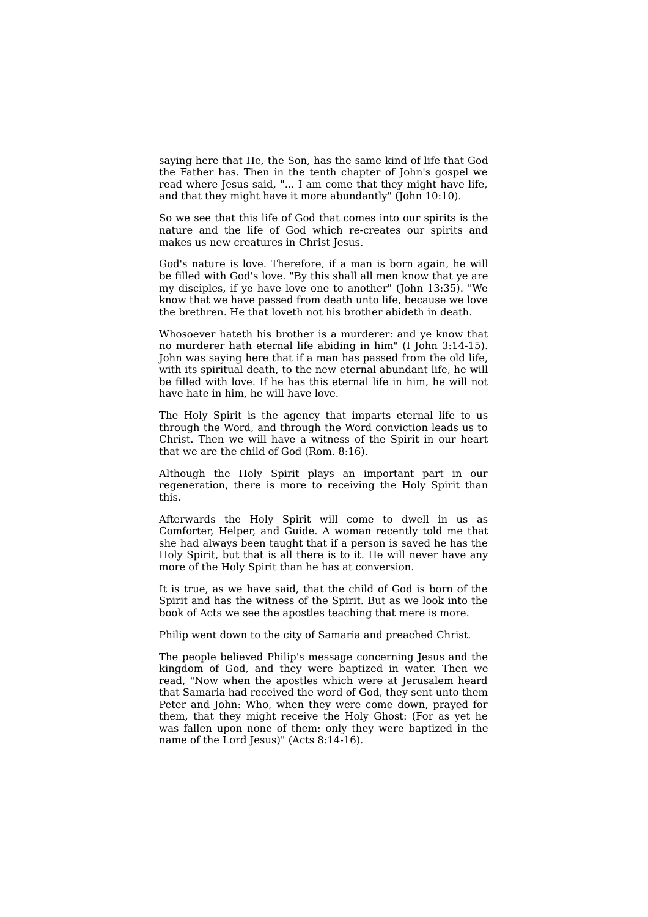saying here that He, the Son, has the same kind of life that God the Father has. Then in the tenth chapter of John's gospel we read where Jesus said, "... I am come that they might have life, and that they might have it more abundantly" (John 10:10).

So we see that this life of God that comes into our spirits is the nature and the life of God which re-creates our spirits and makes us new creatures in Christ Jesus.

God's nature is love. Therefore, if a man is born again, he will be filled with God's love. "By this shall all men know that ye are my disciples, if ye have love one to another" (John 13:35). "We know that we have passed from death unto life, because we love the brethren. He that loveth not his brother abideth in death.

Whosoever hateth his brother is a murderer: and ye know that no murderer hath eternal life abiding in him" (I John 3:14-15). John was saying here that if a man has passed from the old life, with its spiritual death, to the new eternal abundant life, he will be filled with love. If he has this eternal life in him, he will not have hate in him, he will have love.

The Holy Spirit is the agency that imparts eternal life to us through the Word, and through the Word conviction leads us to Christ. Then we will have a witness of the Spirit in our heart that we are the child of God (Rom. 8:16).

Although the Holy Spirit plays an important part in our regeneration, there is more to receiving the Holy Spirit than this.

Afterwards the Holy Spirit will come to dwell in us as Comforter, Helper, and Guide. A woman recently told me that she had always been taught that if a person is saved he has the Holy Spirit, but that is all there is to it. He will never have any more of the Holy Spirit than he has at conversion.

It is true, as we have said, that the child of God is born of the Spirit and has the witness of the Spirit. But as we look into the book of Acts we see the apostles teaching that mere is more.

Philip went down to the city of Samaria and preached Christ.

The people believed Philip's message concerning Jesus and the kingdom of God, and they were baptized in water. Then we read, "Now when the apostles which were at Jerusalem heard that Samaria had received the word of God, they sent unto them Peter and John: Who, when they were come down, prayed for them, that they might receive the Holy Ghost: (For as yet he was fallen upon none of them: only they were baptized in the name of the Lord Jesus)" (Acts 8:14-16).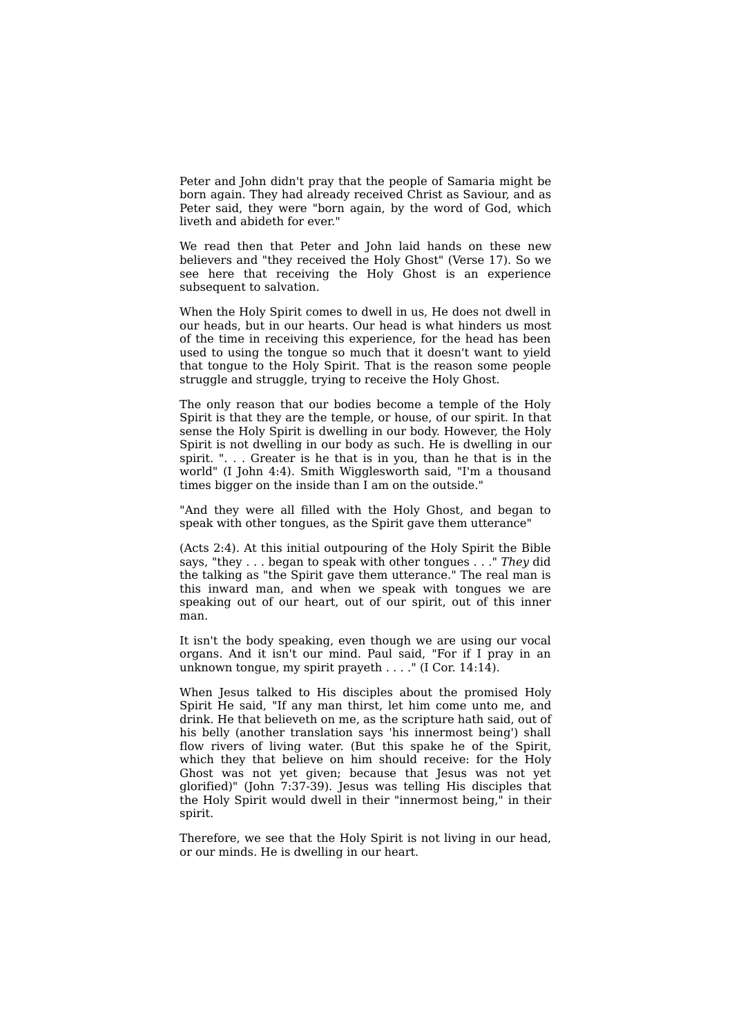Peter and John didn't pray that the people of Samaria might be born again. They had already received Christ as Saviour, and as Peter said, they were "born again, by the word of God, which liveth and abideth for ever."

We read then that Peter and John laid hands on these new believers and "they received the Holy Ghost" (Verse 17). So we see here that receiving the Holy Ghost is an experience subsequent to salvation.

When the Holy Spirit comes to dwell in us, He does not dwell in our heads, but in our hearts. Our head is what hinders us most of the time in receiving this experience, for the head has been used to using the tongue so much that it doesn't want to yield that tongue to the Holy Spirit. That is the reason some people struggle and struggle, trying to receive the Holy Ghost.

The only reason that our bodies become a temple of the Holy Spirit is that they are the temple, or house, of our spirit. In that sense the Holy Spirit is dwelling in our body. However, the Holy Spirit is not dwelling in our body as such. He is dwelling in our spirit. ". . . Greater is he that is in you, than he that is in the world" (I John 4:4). Smith Wigglesworth said, "I'm a thousand times bigger on the inside than I am on the outside."

"And they were all filled with the Holy Ghost, and began to speak with other tongues, as the Spirit gave them utterance"

(Acts 2:4). At this initial outpouring of the Holy Spirit the Bible says, "they . . . began to speak with other tongues . . ." *They* did the talking as "the Spirit gave them utterance." The real man is this inward man, and when we speak with tongues we are speaking out of our heart, out of our spirit, out of this inner man.

It isn't the body speaking, even though we are using our vocal organs. And it isn't our mind. Paul said, "For if I pray in an unknown tongue, my spirit prayeth . . . ." (I Cor. 14:14).

When Jesus talked to His disciples about the promised Holy Spirit He said, "If any man thirst, let him come unto me, and drink. He that believeth on me, as the scripture hath said, out of his belly (another translation says 'his innermost being') shall flow rivers of living water. (But this spake he of the Spirit, which they that believe on him should receive: for the Holy Ghost was not yet given; because that Jesus was not yet glorified)" (John 7:37-39). Jesus was telling His disciples that the Holy Spirit would dwell in their "innermost being," in their spirit.

Therefore, we see that the Holy Spirit is not living in our head, or our minds. He is dwelling in our heart.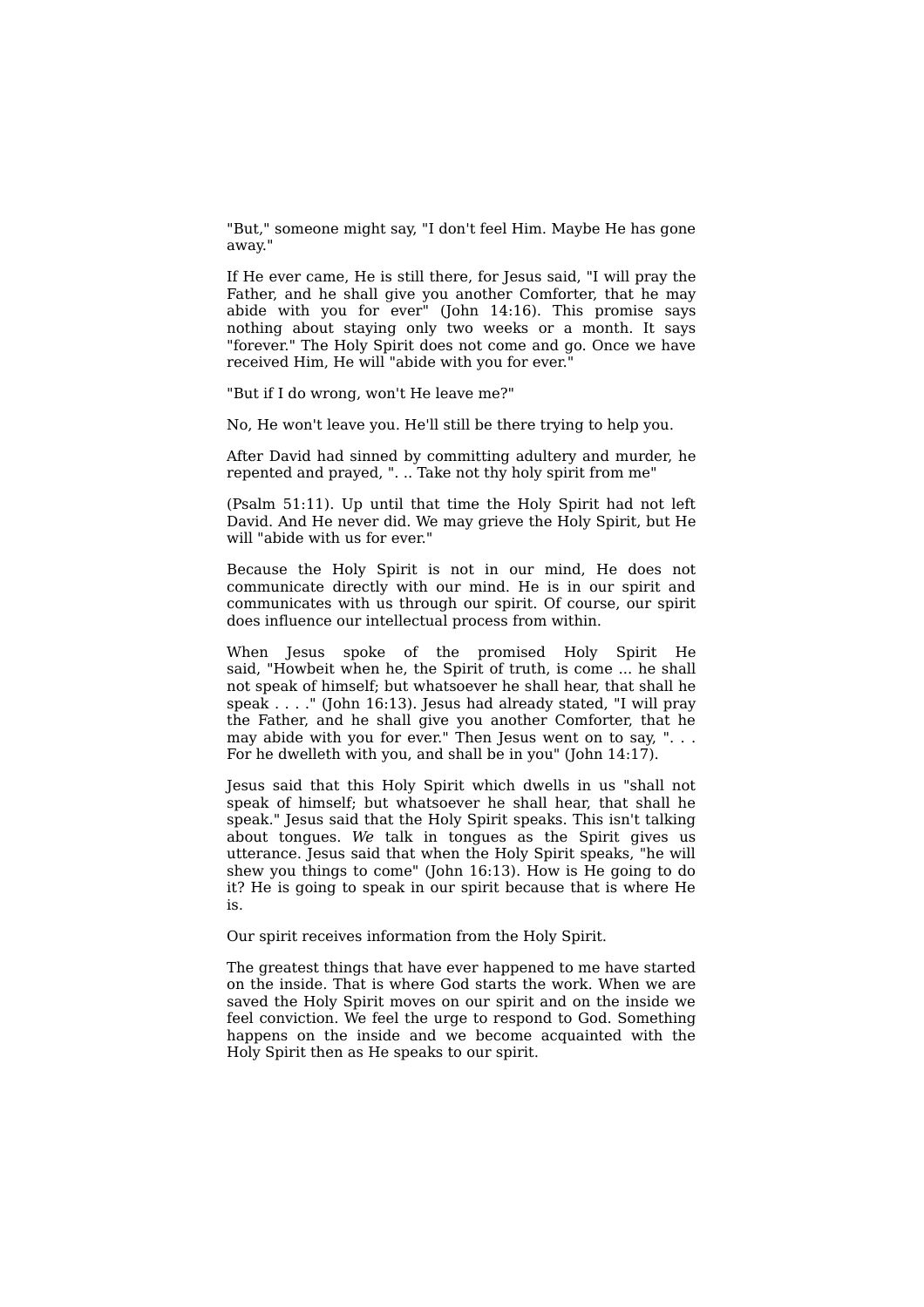"But," someone might say, "I don't feel Him. Maybe He has gone away."

If He ever came, He is still there, for Jesus said, "I will pray the Father, and he shall give you another Comforter, that he may abide with you for ever" (John 14:16). This promise says nothing about staying only two weeks or a month. It says "forever." The Holy Spirit does not come and go. Once we have received Him, He will "abide with you for ever."

"But if I do wrong, won't He leave me?"

No, He won't leave you. He'll still be there trying to help you.

After David had sinned by committing adultery and murder, he repented and prayed, ". .. Take not thy holy spirit from me"

(Psalm 51:11). Up until that time the Holy Spirit had not left David. And He never did. We may grieve the Holy Spirit, but He will "abide with us for ever."

Because the Holy Spirit is not in our mind, He does not communicate directly with our mind. He is in our spirit and communicates with us through our spirit. Of course, our spirit does influence our intellectual process from within.

When Jesus spoke of the promised Holy Spirit He said, "Howbeit when he, the Spirit of truth, is come ... he shall not speak of himself; but whatsoever he shall hear, that shall he speak . . . ." (John 16:13). Jesus had already stated, "I will pray the Father, and he shall give you another Comforter, that he may abide with you for ever." Then Jesus went on to say, ". . . For he dwelleth with you, and shall be in you" (John 14:17).

Jesus said that this Holy Spirit which dwells in us "shall not speak of himself; but whatsoever he shall hear, that shall he speak." Jesus said that the Holy Spirit speaks. This isn't talking about tongues. *We* talk in tongues as the Spirit gives us utterance. Jesus said that when the Holy Spirit speaks, "he will shew you things to come" (John 16:13). How is He going to do it? He is going to speak in our spirit because that is where He is.

Our spirit receives information from the Holy Spirit.

The greatest things that have ever happened to me have started on the inside. That is where God starts the work. When we are saved the Holy Spirit moves on our spirit and on the inside we feel conviction. We feel the urge to respond to God. Something happens on the inside and we become acquainted with the Holy Spirit then as He speaks to our spirit.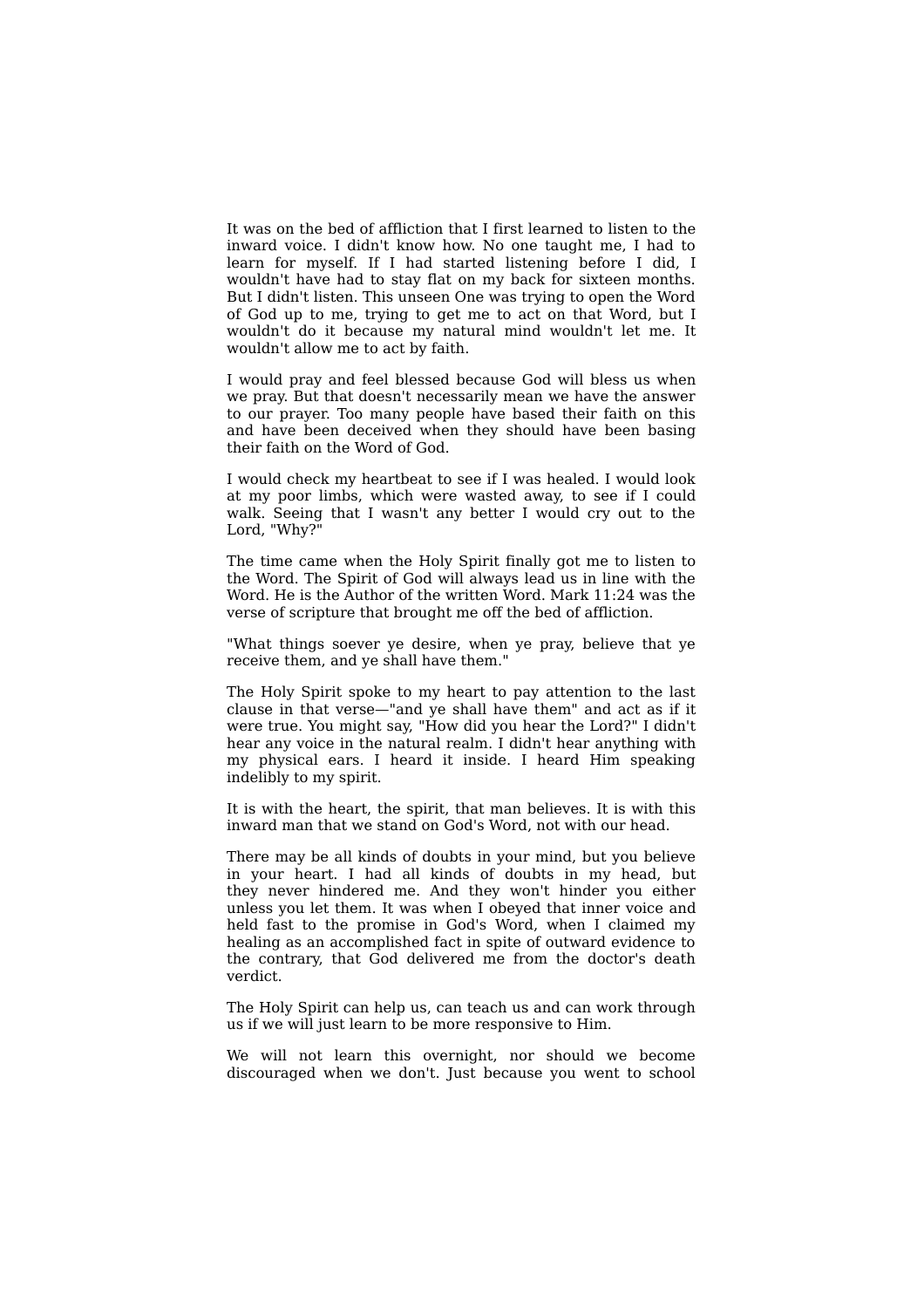It was on the bed of affliction that I first learned to listen to the inward voice. I didn't know how. No one taught me, I had to learn for myself. If I had started listening before I did, I wouldn't have had to stay flat on my back for sixteen months. But I didn't listen. This unseen One was trying to open the Word of God up to me, trying to get me to act on that Word, but I wouldn't do it because my natural mind wouldn't let me. It wouldn't allow me to act by faith.

I would pray and feel blessed because God will bless us when we pray. But that doesn't necessarily mean we have the answer to our prayer. Too many people have based their faith on this and have been deceived when they should have been basing their faith on the Word of God.

I would check my heartbeat to see if I was healed. I would look at my poor limbs, which were wasted away, to see if I could walk. Seeing that I wasn't any better I would cry out to the Lord, "Why?"

The time came when the Holy Spirit finally got me to listen to the Word. The Spirit of God will always lead us in line with the Word. He is the Author of the written Word. Mark 11:24 was the verse of scripture that brought me off the bed of affliction.

"What things soever ye desire, when ye pray, believe that ye receive them, and ye shall have them."

The Holy Spirit spoke to my heart to pay attention to the last clause in that verse—"and ye shall have them" and act as if it were true. You might say, "How did you hear the Lord?" I didn't hear any voice in the natural realm. I didn't hear anything with my physical ears. I heard it inside. I heard Him speaking indelibly to my spirit.

It is with the heart, the spirit, that man believes. It is with this inward man that we stand on God's Word, not with our head.

There may be all kinds of doubts in your mind, but you believe in your heart. I had all kinds of doubts in my head, but they never hindered me. And they won't hinder you either unless you let them. It was when I obeyed that inner voice and held fast to the promise in God's Word, when I claimed my healing as an accomplished fact in spite of outward evidence to the contrary, that God delivered me from the doctor's death verdict.

The Holy Spirit can help us, can teach us and can work through us if we will just learn to be more responsive to Him.

We will not learn this overnight, nor should we become discouraged when we don't. Just because you went to school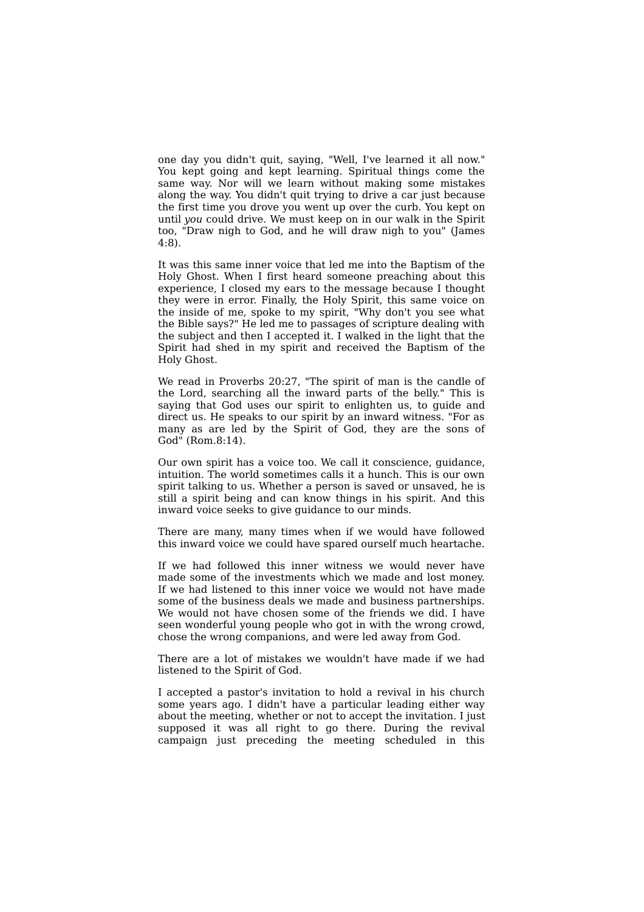one day you didn't quit, saying, "Well, I've learned it all now." You kept going and kept learning. Spiritual things come the same way. Nor will we learn without making some mistakes along the way. You didn't quit trying to drive a car just because the first time you drove you went up over the curb. You kept on until *you* could drive. We must keep on in our walk in the Spirit too, "Draw nigh to God, and he will draw nigh to you" (James 4:8).

It was this same inner voice that led me into the Baptism of the Holy Ghost. When I first heard someone preaching about this experience, I closed my ears to the message because I thought they were in error. Finally, the Holy Spirit, this same voice on the inside of me, spoke to my spirit, "Why don't you see what the Bible says?" He led me to passages of scripture dealing with the subject and then I accepted it. I walked in the light that the Spirit had shed in my spirit and received the Baptism of the Holy Ghost.

We read in Proverbs 20:27, "The spirit of man is the candle of the Lord, searching all the inward parts of the belly." This is saying that God uses our spirit to enlighten us, to guide and direct us. He speaks to our spirit by an inward witness. "For as many as are led by the Spirit of God, they are the sons of God" (Rom.8:14).

Our own spirit has a voice too. We call it conscience, guidance, intuition. The world sometimes calls it a hunch. This is our own spirit talking to us. Whether a person is saved or unsaved, he is still a spirit being and can know things in his spirit. And this inward voice seeks to give guidance to our minds.

There are many, many times when if we would have followed this inward voice we could have spared ourself much heartache.

If we had followed this inner witness we would never have made some of the investments which we made and lost money. If we had listened to this inner voice we would not have made some of the business deals we made and business partnerships. We would not have chosen some of the friends we did. I have seen wonderful young people who got in with the wrong crowd, chose the wrong companions, and were led away from God.

There are a lot of mistakes we wouldn't have made if we had listened to the Spirit of God.

I accepted a pastor's invitation to hold a revival in his church some years ago. I didn't have a particular leading either way about the meeting, whether or not to accept the invitation. I just supposed it was all right to go there. During the revival campaign just preceding the meeting scheduled in this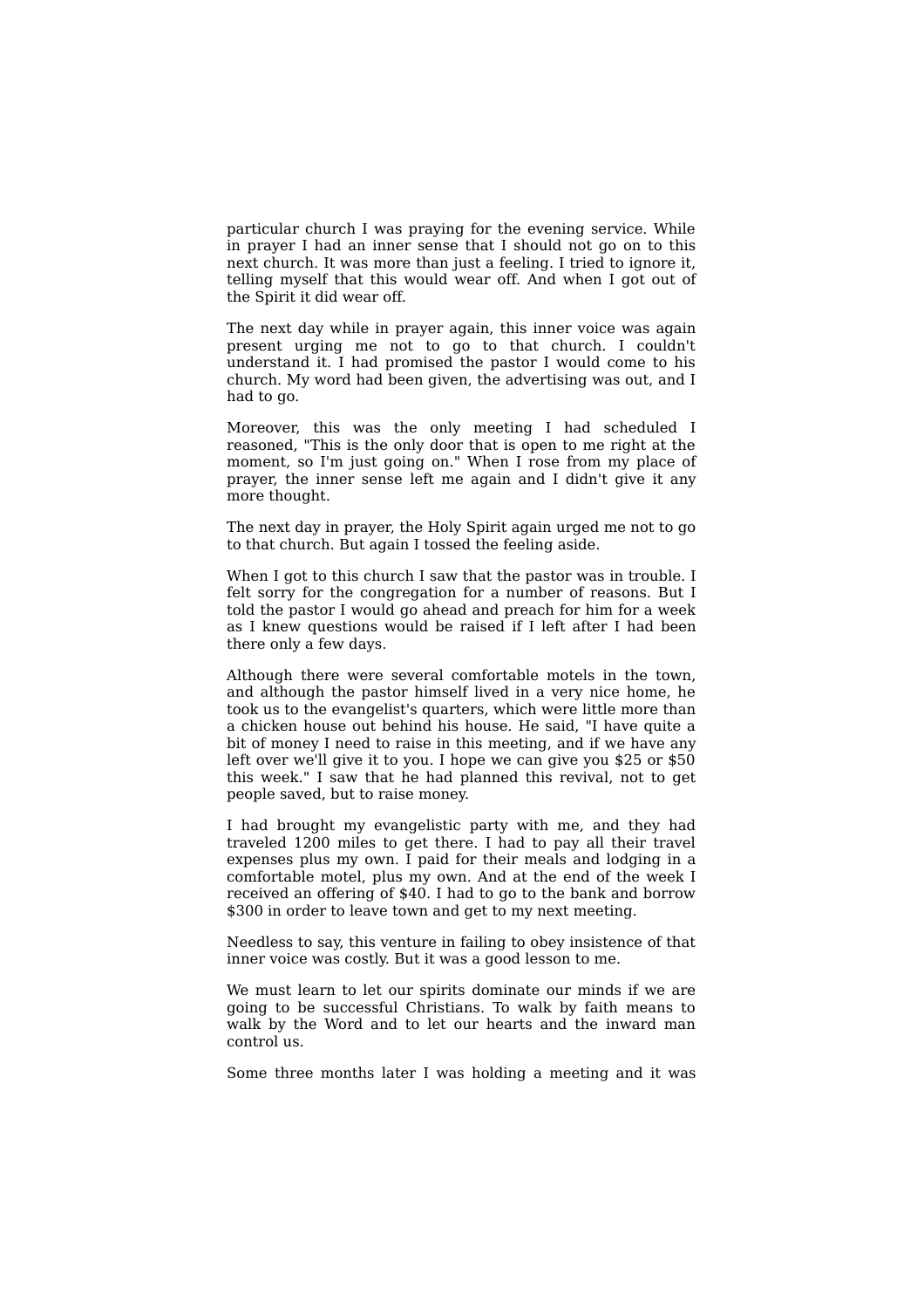particular church I was praying for the evening service. While in prayer I had an inner sense that I should not go on to this next church. It was more than just a feeling. I tried to ignore it, telling myself that this would wear off. And when I got out of the Spirit it did wear off.

The next day while in prayer again, this inner voice was again present urging me not to go to that church. I couldn't understand it. I had promised the pastor I would come to his church. My word had been given, the advertising was out, and I had to go.

Moreover, this was the only meeting I had scheduled I reasoned, "This is the only door that is open to me right at the moment, so I'm just going on." When I rose from my place of prayer, the inner sense left me again and I didn't give it any more thought.

The next day in prayer, the Holy Spirit again urged me not to go to that church. But again I tossed the feeling aside.

When I got to this church I saw that the pastor was in trouble. I felt sorry for the congregation for a number of reasons. But I told the pastor I would go ahead and preach for him for a week as I knew questions would be raised if I left after I had been there only a few days.

Although there were several comfortable motels in the town, and although the pastor himself lived in a very nice home, he took us to the evangelist's quarters, which were little more than a chicken house out behind his house. He said, "I have quite a bit of money I need to raise in this meeting, and if we have any left over we'll give it to you. I hope we can give you $25 or $50 this week." I saw that he had planned this revival, not to get people saved, but to raise money.

I had brought my evangelistic party with me, and they had traveled 1200 miles to get there. I had to pay all their travel expenses plus my own. I paid for their meals and lodging in a comfortable motel, plus my own. And at the end of the week I received an offering of $40. I had to go to the bank and borrow $300 in order to leave town and get to my next meeting.

Needless to say, this venture in failing to obey insistence of that inner voice was costly. But it was a good lesson to me.

We must learn to let our spirits dominate our minds if we are going to be successful Christians. To walk by faith means to walk by the Word and to let our hearts and the inward man control us.

Some three months later I was holding a meeting and it was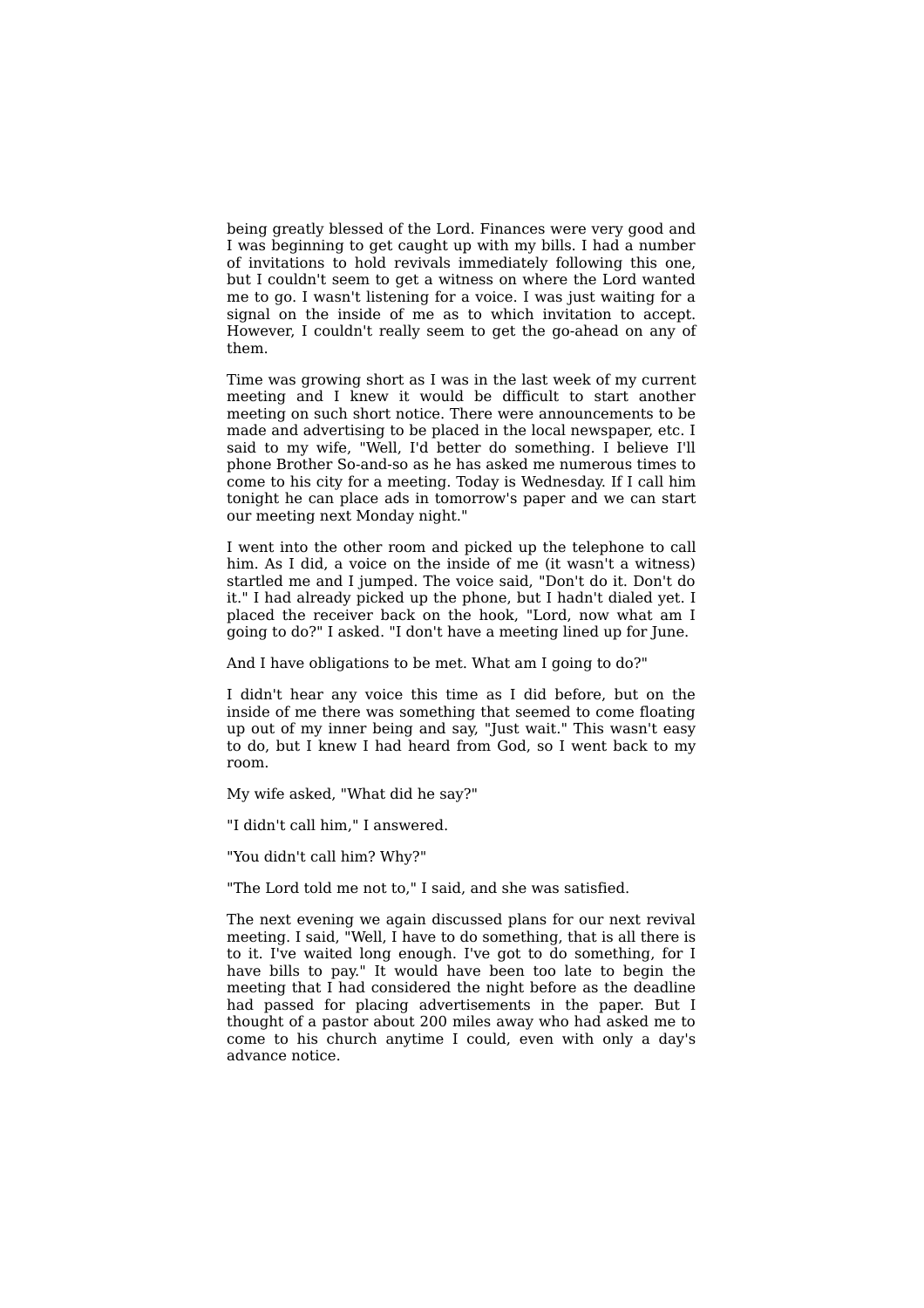being greatly blessed of the Lord. Finances were very good and I was beginning to get caught up with my bills. I had a number of invitations to hold revivals immediately following this one, but I couldn't seem to get a witness on where the Lord wanted me to go. I wasn't listening for a voice. I was just waiting for a signal on the inside of me as to which invitation to accept. However, I couldn't really seem to get the go-ahead on any of them.

Time was growing short as I was in the last week of my current meeting and I knew it would be difficult to start another meeting on such short notice. There were announcements to be made and advertising to be placed in the local newspaper, etc. I said to my wife, "Well, I'd better do something. I believe I'll phone Brother So-and-so as he has asked me numerous times to come to his city for a meeting. Today is Wednesday. If I call him tonight he can place ads in tomorrow's paper and we can start our meeting next Monday night."

I went into the other room and picked up the telephone to call him. As I did, a voice on the inside of me (it wasn't a witness) startled me and I jumped. The voice said, "Don't do it. Don't do it." I had already picked up the phone, but I hadn't dialed yet. I placed the receiver back on the hook, "Lord, now what am I going to do?" I asked. "I don't have a meeting lined up for June.

And I have obligations to be met. What am I going to do?"

I didn't hear any voice this time as I did before, but on the inside of me there was something that seemed to come floating up out of my inner being and say, "Just wait." This wasn't easy to do, but I knew I had heard from God, so I went back to my room.

My wife asked, "What did he say?"

"I didn't call him," I answered.

"You didn't call him? Why?"

"The Lord told me not to," I said, and she was satisfied.

The next evening we again discussed plans for our next revival meeting. I said, "Well, I have to do something, that is all there is to it. I've waited long enough. I've got to do something, for I have bills to pay." It would have been too late to begin the meeting that I had considered the night before as the deadline had passed for placing advertisements in the paper. But I thought of a pastor about 200 miles away who had asked me to come to his church anytime I could, even with only a day's advance notice.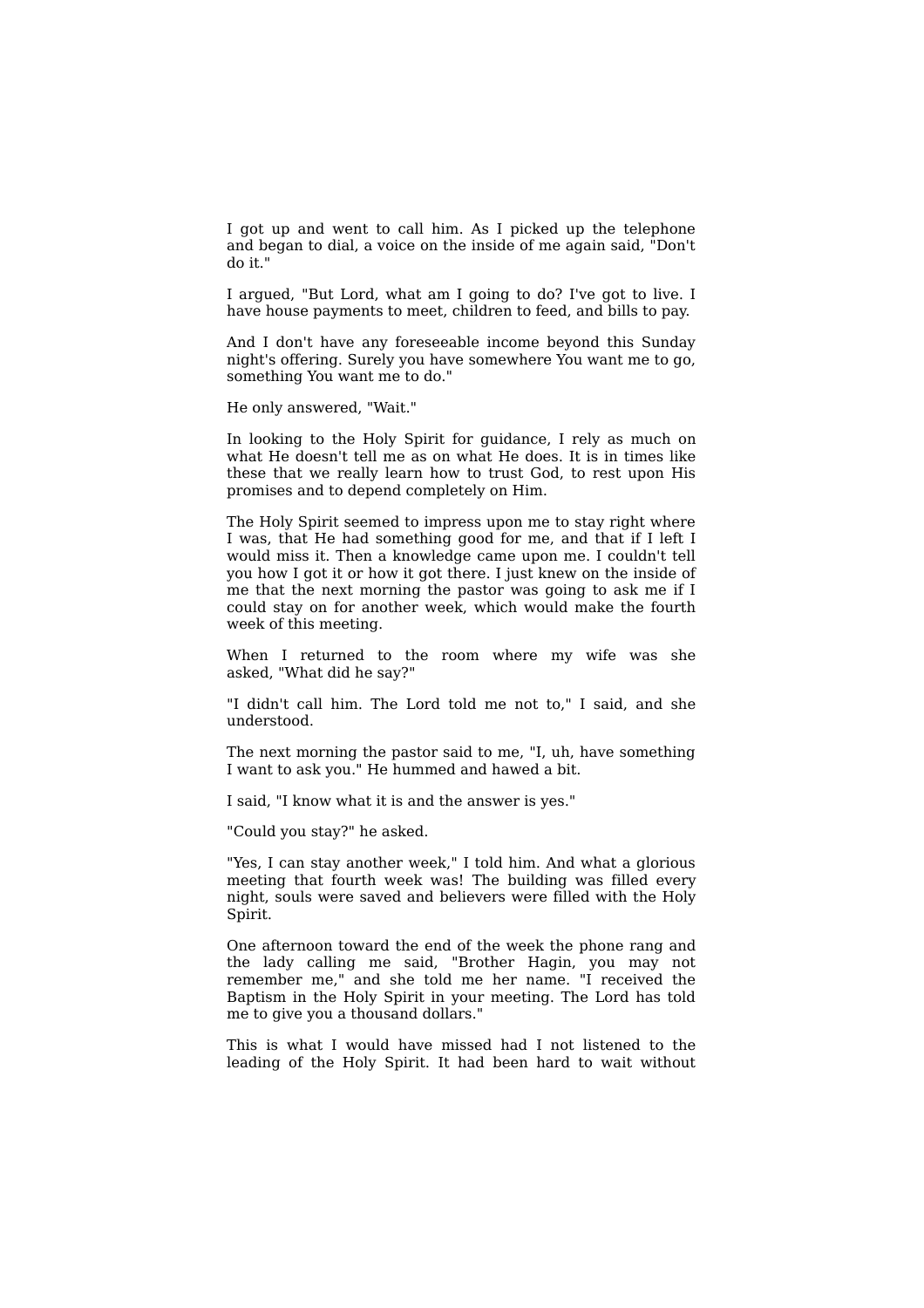I got up and went to call him. As I picked up the telephone and began to dial, a voice on the inside of me again said, "Don't do it."

I argued, "But Lord, what am I going to do? I've got to live. I have house payments to meet, children to feed, and bills to pay.

And I don't have any foreseeable income beyond this Sunday night's offering. Surely you have somewhere You want me to go, something You want me to do."

He only answered, "Wait."

In looking to the Holy Spirit for guidance, I rely as much on what He doesn't tell me as on what He does. It is in times like these that we really learn how to trust God, to rest upon His promises and to depend completely on Him.

The Holy Spirit seemed to impress upon me to stay right where I was, that He had something good for me, and that if I left I would miss it. Then a knowledge came upon me. I couldn't tell you how I got it or how it got there. I just knew on the inside of me that the next morning the pastor was going to ask me if I could stay on for another week, which would make the fourth week of this meeting.

When I returned to the room where my wife was she asked, "What did he say?"

"I didn't call him. The Lord told me not to," I said, and she understood.

The next morning the pastor said to me, "I, uh, have something I want to ask you." He hummed and hawed a bit.

I said, "I know what it is and the answer is yes."

"Could you stay?" he asked.

"Yes, I can stay another week," I told him. And what a glorious meeting that fourth week was! The building was filled every night, souls were saved and believers were filled with the Holy Spirit.

One afternoon toward the end of the week the phone rang and the lady calling me said, "Brother Hagin, you may not remember me," and she told me her name. "I received the Baptism in the Holy Spirit in your meeting. The Lord has told me to give you a thousand dollars."

This is what I would have missed had I not listened to the leading of the Holy Spirit. It had been hard to wait without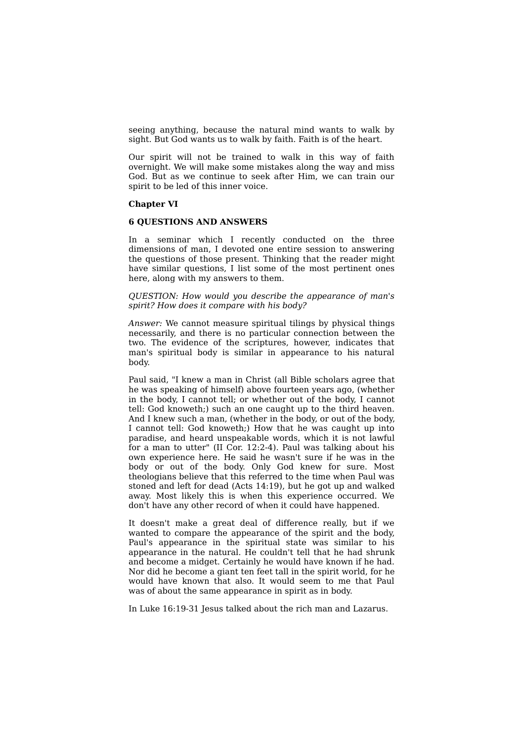seeing anything, because the natural mind wants to walk by sight. But God wants us to walk by faith. Faith is of the heart.

Our spirit will not be trained to walk in this way of faith overnight. We will make some mistakes along the way and miss God. But as we continue to seek after Him, we can train our spirit to be led of this inner voice.

**Chapter VI**

## 6 QUESTIONS AND ANSWERS

In a seminar which I recently conducted on the three dimensions of man, I devoted one entire session to answering the questions of those present. Thinking that the reader might have similar questions, I list some of the most pertinent ones here, along with my answers to them.

*QUESTION: How would you describe the appearance of man's spirit? How does it compare with his body?*

*Answer:* We cannot measure spiritual tilings by physical things necessarily, and there is no particular connection between the two. The evidence of the scriptures, however, indicates that man's spiritual body is similar in appearance to his natural body.

Paul said, "I knew a man in Christ (all Bible scholars agree that he was speaking of himself) above fourteen years ago, (whether in the body, I cannot tell; or whether out of the body, I cannot tell: God knoweth;) such an one caught up to the third heaven. And I knew such a man, (whether in the body, or out of the body, I cannot tell: God knoweth;) How that he was caught up into paradise, and heard unspeakable words, which it is not lawful for a man to utter" (II Cor. 12:2-4). Paul was talking about his own experience here. He said he wasn't sure if he was in the body or out of the body. Only God knew for sure. Most theologians believe that this referred to the time when Paul was stoned and left for dead (Acts 14:19), but he got up and walked away. Most likely this is when this experience occurred. We don't have any other record of when it could have happened.

It doesn't make a great deal of difference really, but if we wanted to compare the appearance of the spirit and the body, Paul's appearance in the spiritual state was similar to his appearance in the natural. He couldn't tell that he had shrunk and become a midget. Certainly he would have known if he had. Nor did he become a giant ten feet tall in the spirit world, for he would have known that also. It would seem to me that Paul was of about the same appearance in spirit as in body.

In Luke 16:19-31 Jesus talked about the rich man and Lazarus.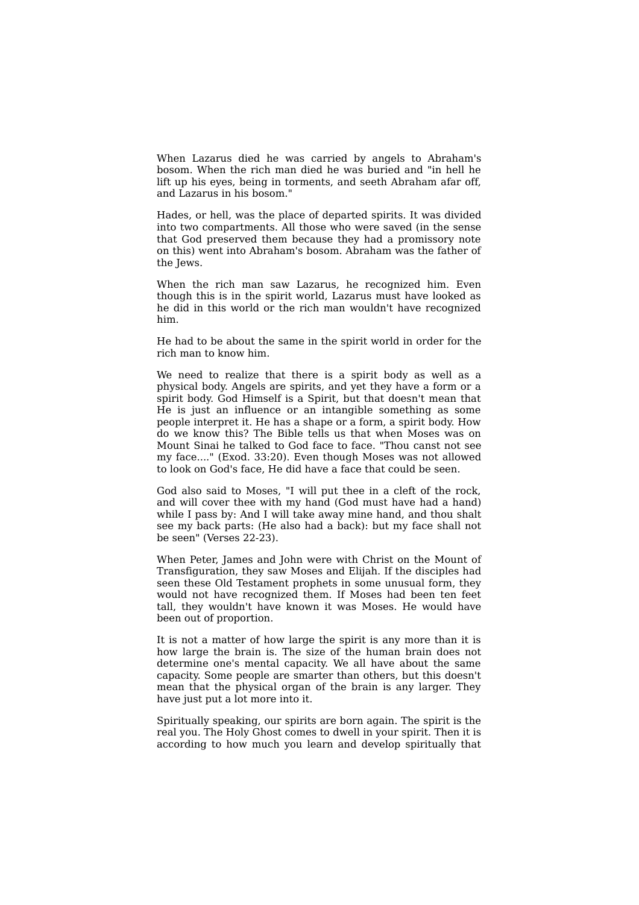When Lazarus died he was carried by angels to Abraham's bosom. When the rich man died he was buried and "in hell he lift up his eyes, being in torments, and seeth Abraham afar off, and Lazarus in his bosom."

Hades, or hell, was the place of departed spirits. It was divided into two compartments. All those who were saved (in the sense that God preserved them because they had a promissory note on this) went into Abraham's bosom. Abraham was the father of the Jews.

When the rich man saw Lazarus, he recognized him. Even though this is in the spirit world, Lazarus must have looked as he did in this world or the rich man wouldn't have recognized him.

He had to be about the same in the spirit world in order for the rich man to know him.

We need to realize that there is a spirit body as well as a physical body. Angels are spirits, and yet they have a form or a spirit body. God Himself is a Spirit, but that doesn't mean that He is just an influence or an intangible something as some people interpret it. He has a shape or a form, a spirit body. How do we know this? The Bible tells us that when Moses was on Mount Sinai he talked to God face to face. "Thou canst not see my face...." (Exod. 33:20). Even though Moses was not allowed to look on God's face, He did have a face that could be seen.

God also said to Moses, "I will put thee in a cleft of the rock, and will cover thee with my hand (God must have had a hand) while I pass by: And I will take away mine hand, and thou shalt see my back parts: (He also had a back): but my face shall not be seen" (Verses 22-23).

When Peter, James and John were with Christ on the Mount of Transfiguration, they saw Moses and Elijah. If the disciples had seen these Old Testament prophets in some unusual form, they would not have recognized them. If Moses had been ten feet tall, they wouldn't have known it was Moses. He would have been out of proportion.

It is not a matter of how large the spirit is any more than it is how large the brain is. The size of the human brain does not determine one's mental capacity. We all have about the same capacity. Some people are smarter than others, but this doesn't mean that the physical organ of the brain is any larger. They have just put a lot more into it.

Spiritually speaking, our spirits are born again. The spirit is the real you. The Holy Ghost comes to dwell in your spirit. Then it is according to how much you learn and develop spiritually that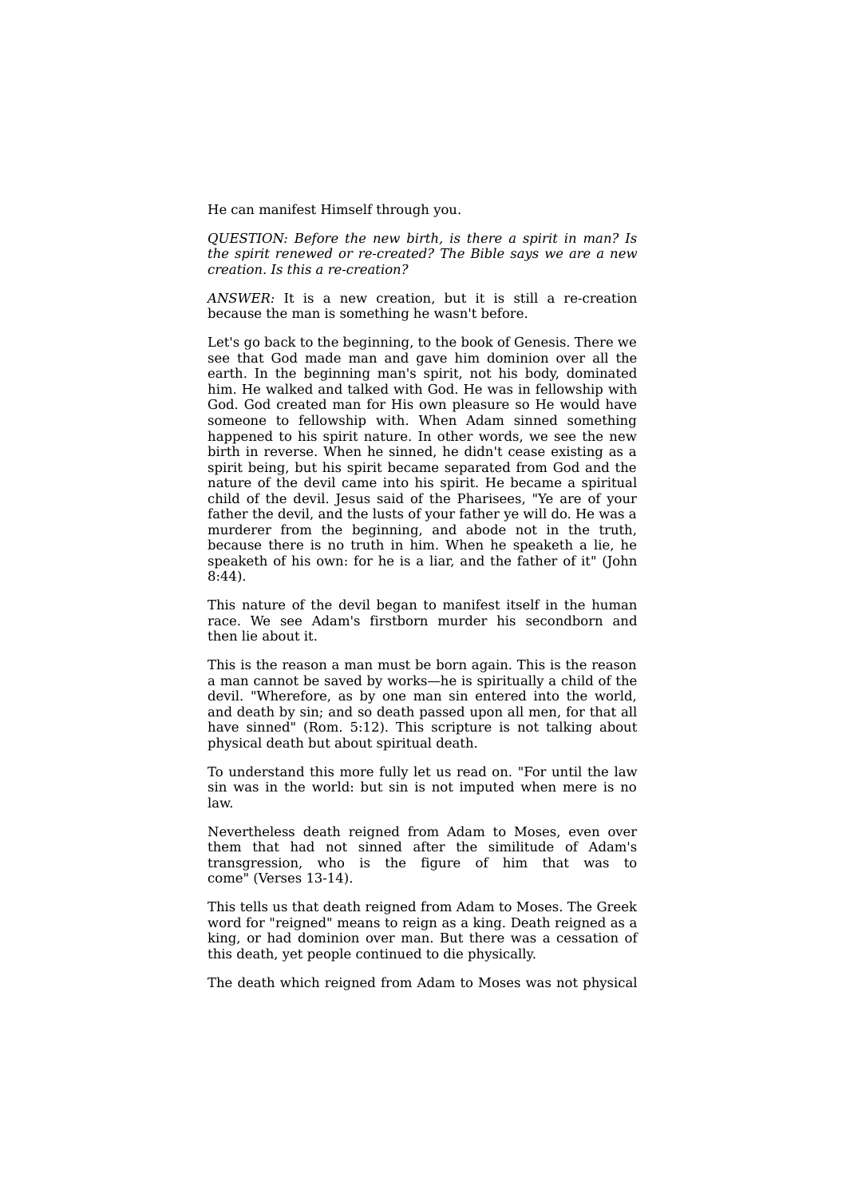He can manifest Himself through you.

*QUESTION: Before the new birth, is there a spirit in man? Is the spirit renewed or re-created? The Bible says we are a new creation. Is this a re-creation?*

*ANSWER:* It is a new creation, but it is still a re-creation because the man is something he wasn't before.

Let's go back to the beginning, to the book of Genesis. There we see that God made man and gave him dominion over all the earth. In the beginning man's spirit, not his body, dominated him. He walked and talked with God. He was in fellowship with God. God created man for His own pleasure so He would have someone to fellowship with. When Adam sinned something happened to his spirit nature. In other words, we see the new birth in reverse. When he sinned, he didn't cease existing as a spirit being, but his spirit became separated from God and the nature of the devil came into his spirit. He became a spiritual child of the devil. Jesus said of the Pharisees, "Ye are of your father the devil, and the lusts of your father ye will do. He was a murderer from the beginning, and abode not in the truth, because there is no truth in him. When he speaketh a lie, he speaketh of his own: for he is a liar, and the father of it" (John 8:44).

This nature of the devil began to manifest itself in the human race. We see Adam's firstborn murder his secondborn and then lie about it.

This is the reason a man must be born again. This is the reason a man cannot be saved by works—he is spiritually a child of the devil. "Wherefore, as by one man sin entered into the world, and death by sin; and so death passed upon all men, for that all have sinned" (Rom. 5:12). This scripture is not talking about physical death but about spiritual death.

To understand this more fully let us read on. "For until the law sin was in the world: but sin is not imputed when mere is no law.

Nevertheless death reigned from Adam to Moses, even over them that had not sinned after the similitude of Adam's transgression, who is the figure of him that was to come" (Verses 13-14).

This tells us that death reigned from Adam to Moses. The Greek word for "reigned" means to reign as a king. Death reigned as a king, or had dominion over man. But there was a cessation of this death, yet people continued to die physically.

The death which reigned from Adam to Moses was not physical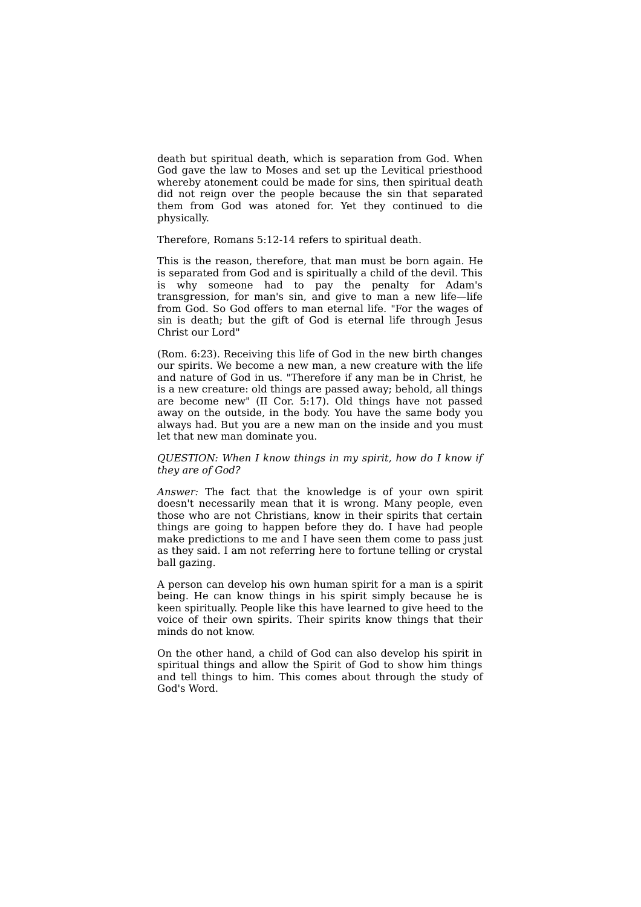death but spiritual death, which is separation from God. When God gave the law to Moses and set up the Levitical priesthood whereby atonement could be made for sins, then spiritual death did not reign over the people because the sin that separated them from God was atoned for. Yet they continued to die physically.

Therefore, Romans 5:12-14 refers to spiritual death.

This is the reason, therefore, that man must be born again. He is separated from God and is spiritually a child of the devil. This is why someone had to pay the penalty for Adam's transgression, for man's sin, and give to man a new life—life from God. So God offers to man eternal life. "For the wages of sin is death; but the gift of God is eternal life through Jesus Christ our Lord"

(Rom. 6:23). Receiving this life of God in the new birth changes our spirits. We become a new man, a new creature with the life and nature of God in us. "Therefore if any man be in Christ, he is a new creature: old things are passed away; behold, all things are become new" (II Cor. 5:17). Old things have not passed away on the outside, in the body. You have the same body you always had. But you are a new man on the inside and you must let that new man dominate you.

*QUESTION: When I know things in my spirit, how do I know if they are of God?*

*Answer:* The fact that the knowledge is of your own spirit doesn't necessarily mean that it is wrong. Many people, even those who are not Christians, know in their spirits that certain things are going to happen before they do. I have had people make predictions to me and I have seen them come to pass just as they said. I am not referring here to fortune telling or crystal ball gazing.

A person can develop his own human spirit for a man is a spirit being. He can know things in his spirit simply because he is keen spiritually. People like this have learned to give heed to the voice of their own spirits. Their spirits know things that their minds do not know.

On the other hand, a child of God can also develop his spirit in spiritual things and allow the Spirit of God to show him things and tell things to him. This comes about through the study of God's Word.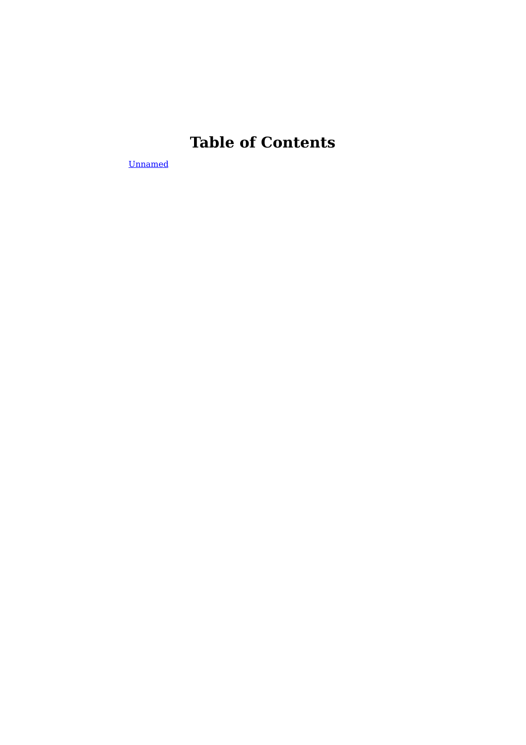# Table of Contents

[Unnamed]